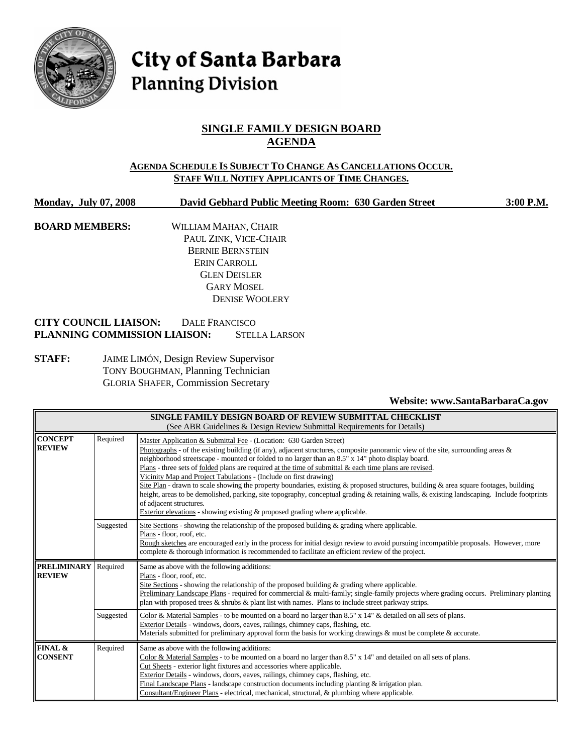# City of Santa Barbara
## Planning Division

## SINGLE FAMILY DESIGN BOARD AGENDA

**AGENDA SCHEDULE IS SUBJECT TO CHANGE AS CANCELLATIONS OCCUR. STAFF WILL NOTIFY APPLICANTS OF TIME CHANGES.**

**Monday, July 07, 2008 David Gebhard Public Meeting Room: 630 Garden Street 3:00 P.M.**

**BOARD MEMBERS:**
WILLIAM MAHAN, CHAIR
PAUL ZINK, VICE-CHAIR
BERNIE BERNSTEIN
ERIN CARROLL
GLEN DEISLER
GARY MOSEL
DENISE WOOLERY

**CITY COUNCIL LIAISON:** DALE FRANCISCO
**PLANNING COMMISSION LIAISON:** STELLA LARSON

**STAFF:**
JAIME LIMÓN, Design Review Supervisor
TONY BOUGHMAN, Planning Technician
GLORIA SHAFER, Commission Secretary

**Website: www.SantaBarbaraCa.gov**

| SINGLE FAMILY DESIGN BOARD OF REVIEW SUBMITTAL CHECKLIST (See ABR Guidelines & Design Review Submittal Requirements for Details) | | |
|---|---|---|
| **CONCEPT REVIEW** | Required | Master Application & Submittal Fee - (Location: 630 Garden Street)<br>Photographs - of the existing building (if any), adjacent structures, composite panoramic view of the site, surrounding areas & neighborhood streetscape - mounted or folded to no larger than an 8.5" x 14" photo display board.<br>Plans - three sets of folded plans are required at the time of submittal & each time plans are revised.<br>Vicinity Map and Project Tabulations - (Include on first drawing)<br>Site Plan - drawn to scale showing the property boundaries, existing & proposed structures, building & area square footages, building height, areas to be demolished, parking, site topography, conceptual grading & retaining walls, & existing landscaping. Include footprints of adjacent structures.<br>Exterior elevations - showing existing & proposed grading where applicable. |
| | Suggested | Site Sections - showing the relationship of the proposed building & grading where applicable.<br>Plans - floor, roof, etc.<br>Rough sketches are encouraged early in the process for initial design review to avoid pursuing incompatible proposals. However, more complete & thorough information is recommended to facilitate an efficient review of the project. |
| **PRELIMINARY REVIEW** | Required | Same as above with the following additions:<br>Plans - floor, roof, etc.<br>Site Sections - showing the relationship of the proposed building & grading where applicable.<br>Preliminary Landscape Plans - required for commercial & multi-family; single-family projects where grading occurs. Preliminary planting plan with proposed trees & shrubs & plant list with names. Plans to include street parkway strips. |
| | Suggested | Color & Material Samples - to be mounted on a board no larger than 8.5" x 14" & detailed on all sets of plans.<br>Exterior Details - windows, doors, eaves, railings, chimney caps, flashing, etc.<br>Materials submitted for preliminary approval form the basis for working drawings & must be complete & accurate. |
| **FINAL & CONSENT** | Required | Same as above with the following additions:<br>Color & Material Samples - to be mounted on a board no larger than 8.5" x 14" and detailed on all sets of plans.<br>Cut Sheets - exterior light fixtures and accessories where applicable.<br>Exterior Details - windows, doors, eaves, railings, chimney caps, flashing, etc.<br>Final Landscape Plans - landscape construction documents including planting & irrigation plan.<br>Consultant/Engineer Plans - electrical, mechanical, structural, & plumbing where applicable. |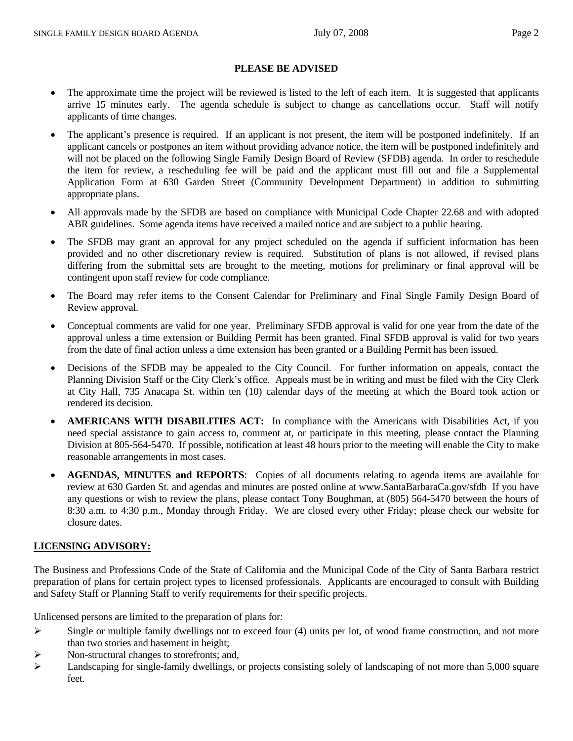**PLEASE BE ADVISED**

- The approximate time the project will be reviewed is listed to the left of each item. It is suggested that applicants arrive 15 minutes early. The agenda schedule is subject to change as cancellations occur. Staff will notify applicants of time changes.
- The applicant's presence is required. If an applicant is not present, the item will be postponed indefinitely. If an applicant cancels or postpones an item without providing advance notice, the item will be postponed indefinitely and will not be placed on the following Single Family Design Board of Review (SFDB) agenda. In order to reschedule the item for review, a rescheduling fee will be paid and the applicant must fill out and file a Supplemental Application Form at 630 Garden Street (Community Development Department) in addition to submitting appropriate plans.
- All approvals made by the SFDB are based on compliance with Municipal Code Chapter 22.68 and with adopted ABR guidelines. Some agenda items have received a mailed notice and are subject to a public hearing.
- The SFDB may grant an approval for any project scheduled on the agenda if sufficient information has been provided and no other discretionary review is required. Substitution of plans is not allowed, if revised plans differing from the submittal sets are brought to the meeting, motions for preliminary or final approval will be contingent upon staff review for code compliance.
- The Board may refer items to the Consent Calendar for Preliminary and Final Single Family Design Board of Review approval.
- Conceptual comments are valid for one year. Preliminary SFDB approval is valid for one year from the date of the approval unless a time extension or Building Permit has been granted. Final SFDB approval is valid for two years from the date of final action unless a time extension has been granted or a Building Permit has been issued.
- Decisions of the SFDB may be appealed to the City Council. For further information on appeals, contact the Planning Division Staff or the City Clerk's office. Appeals must be in writing and must be filed with the City Clerk at City Hall, 735 Anacapa St. within ten (10) calendar days of the meeting at which the Board took action or rendered its decision.
- **AMERICANS WITH DISABILITIES ACT:** In compliance with the Americans with Disabilities Act, if you need special assistance to gain access to, comment at, or participate in this meeting, please contact the Planning Division at 805-564-5470. If possible, notification at least 48 hours prior to the meeting will enable the City to make reasonable arrangements in most cases.
- **AGENDAS, MINUTES and REPORTS**: Copies of all documents relating to agenda items are available for review at 630 Garden St. and agendas and minutes are posted online at www.SantaBarbaraCa.gov/sfdb If you have any questions or wish to review the plans, please contact Tony Boughman, at (805) 564-5470 between the hours of 8:30 a.m. to 4:30 p.m., Monday through Friday. We are closed every other Friday; please check our website for closure dates.

**<u>LICENSING ADVISORY:</u>**

The Business and Professions Code of the State of California and the Municipal Code of the City of Santa Barbara restrict preparation of plans for certain project types to licensed professionals. Applicants are encouraged to consult with Building and Safety Staff or Planning Staff to verify requirements for their specific projects.

Unlicensed persons are limited to the preparation of plans for:

- Single or multiple family dwellings not to exceed four (4) units per lot, of wood frame construction, and not more than two stories and basement in height;
- Non-structural changes to storefronts; and,
- Landscaping for single-family dwellings, or projects consisting solely of landscaping of not more than 5,000 square feet.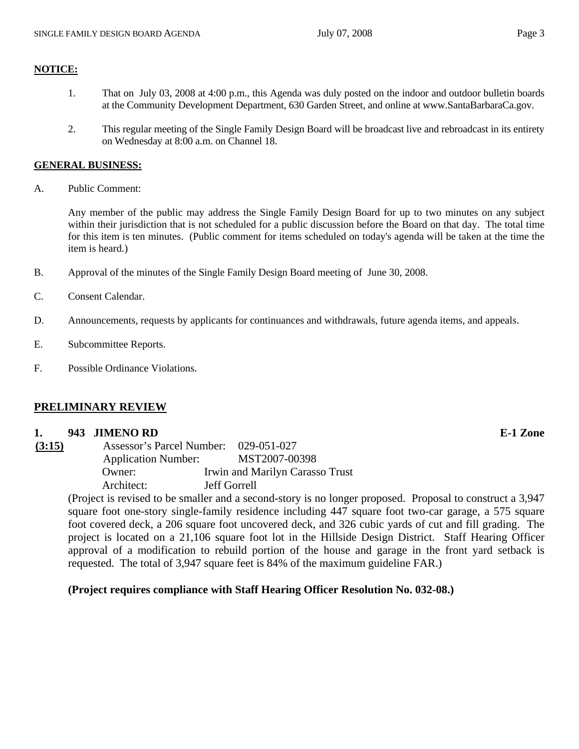**NOTICE:**

1. That on July 03, 2008 at 4:00 p.m., this Agenda was duly posted on the indoor and outdoor bulletin boards at the Community Development Department, 630 Garden Street, and online at www.SantaBarbaraCa.gov.

2. This regular meeting of the Single Family Design Board will be broadcast live and rebroadcast in its entirety on Wednesday at 8:00 a.m. on Channel 18.

**GENERAL BUSINESS:**

A. Public Comment:

Any member of the public may address the Single Family Design Board for up to two minutes on any subject within their jurisdiction that is not scheduled for a public discussion before the Board on that day. The total time for this item is ten minutes. (Public comment for items scheduled on today's agenda will be taken at the time the item is heard.)

B. Approval of the minutes of the Single Family Design Board meeting of June 30, 2008.

C. Consent Calendar.

D. Announcements, requests by applicants for continuances and withdrawals, future agenda items, and appeals.

E. Subcommittee Reports.

F. Possible Ordinance Violations.

## PRELIMINARY REVIEW

**1. 943 JIMENO RD** **E-1 Zone**

**(3:15)**

Assessor's Parcel Number: 029-051-027
Application Number: MST2007-00398
Owner: Irwin and Marilyn Carasso Trust
Architect: Jeff Gorrell

(Project is revised to be smaller and a second-story is no longer proposed. Proposal to construct a 3,947 square foot one-story single-family residence including 447 square foot two-car garage, a 575 square foot covered deck, a 206 square foot uncovered deck, and 326 cubic yards of cut and fill grading. The project is located on a 21,106 square foot lot in the Hillside Design District. Staff Hearing Officer approval of a modification to rebuild portion of the house and garage in the front yard setback is requested. The total of 3,947 square feet is 84% of the maximum guideline FAR.)

**(Project requires compliance with Staff Hearing Officer Resolution No. 032-08.)**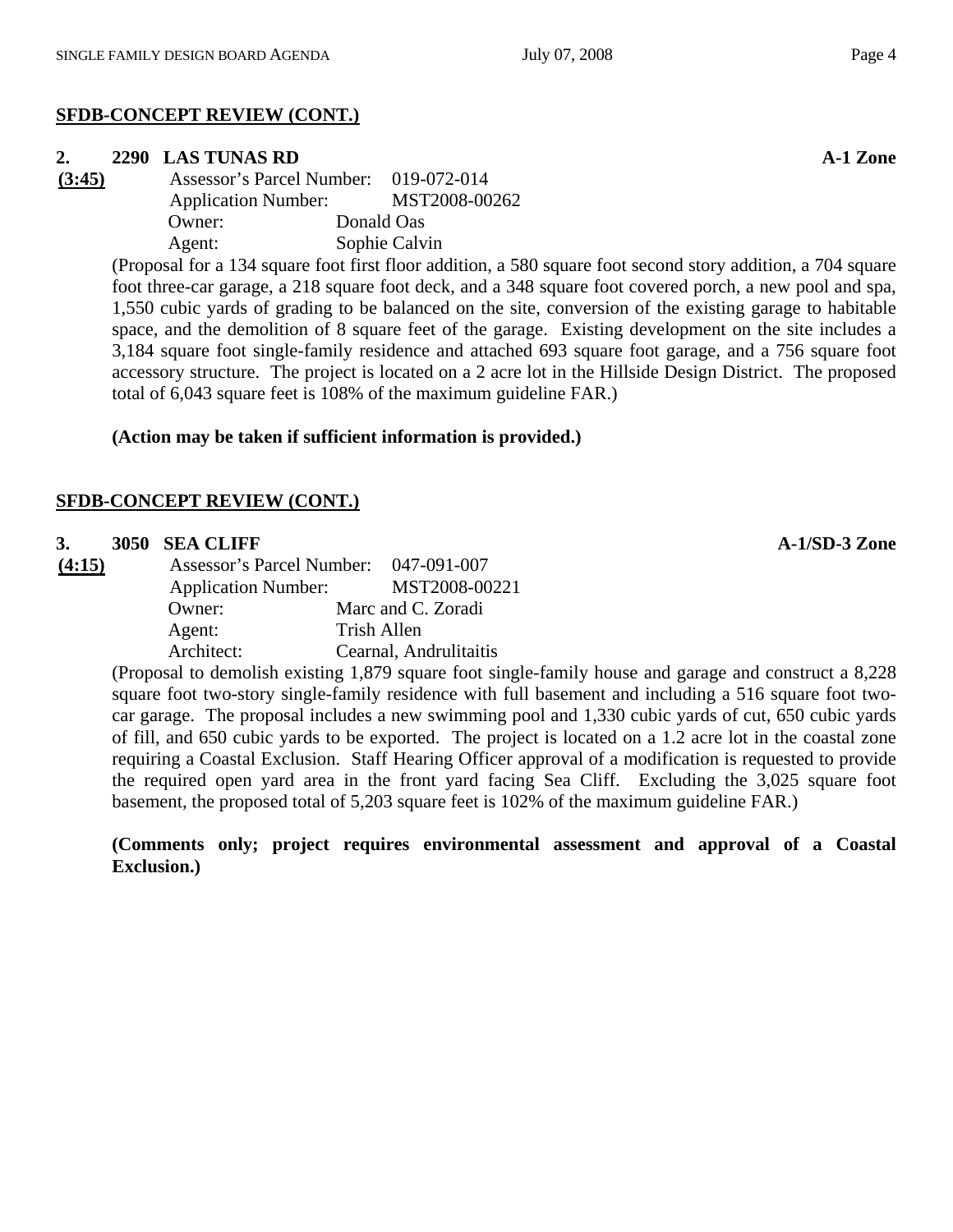**SFDB-CONCEPT REVIEW (CONT.)**

**2. 2290 LAS TUNAS RD** **A-1 Zone**

**(3:45)**

Assessor's Parcel Number: 019-072-014
Application Number: MST2008-00262
Owner: Donald Oas
Agent: Sophie Calvin

(Proposal for a 134 square foot first floor addition, a 580 square foot second story addition, a 704 square foot three-car garage, a 218 square foot deck, and a 348 square foot covered porch, a new pool and spa, 1,550 cubic yards of grading to be balanced on the site, conversion of the existing garage to habitable space, and the demolition of 8 square feet of the garage. Existing development on the site includes a 3,184 square foot single-family residence and attached 693 square foot garage, and a 756 square foot accessory structure. The project is located on a 2 acre lot in the Hillside Design District. The proposed total of 6,043 square feet is 108% of the maximum guideline FAR.)

**(Action may be taken if sufficient information is provided.)**

**SFDB-CONCEPT REVIEW (CONT.)**

**3. 3050 SEA CLIFF** **A-1/SD-3 Zone**

**(4:15)**

Assessor's Parcel Number: 047-091-007
Application Number: MST2008-00221
Owner: Marc and C. Zoradi
Agent: Trish Allen
Architect: Cearnal, Andrulitaitis

(Proposal to demolish existing 1,879 square foot single-family house and garage and construct a 8,228 square foot two-story single-family residence with full basement and including a 516 square foot two-car garage. The proposal includes a new swimming pool and 1,330 cubic yards of cut, 650 cubic yards of fill, and 650 cubic yards to be exported. The project is located on a 1.2 acre lot in the coastal zone requiring a Coastal Exclusion. Staff Hearing Officer approval of a modification is requested to provide the required open yard area in the front yard facing Sea Cliff. Excluding the 3,025 square foot basement, the proposed total of 5,203 square feet is 102% of the maximum guideline FAR.)

**(Comments only; project requires environmental assessment and approval of a Coastal Exclusion.)**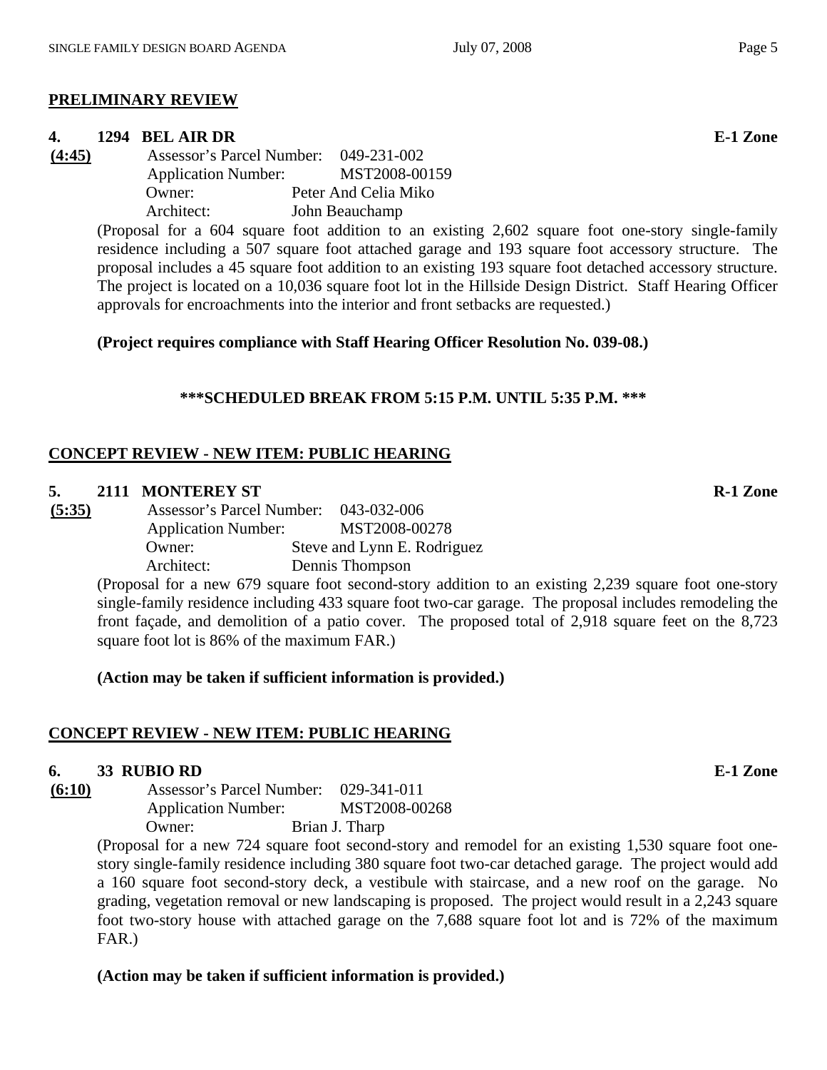## PRELIMINARY REVIEW

**4. 1294 BEL AIR DR** **E-1 Zone**

**(4:45)**

Assessor's Parcel Number: 049-231-002
Application Number: MST2008-00159
Owner: Peter And Celia Miko
Architect: John Beauchamp

(Proposal for a 604 square foot addition to an existing 2,602 square foot one-story single-family residence including a 507 square foot attached garage and 193 square foot accessory structure. The proposal includes a 45 square foot addition to an existing 193 square foot detached accessory structure. The project is located on a 10,036 square foot lot in the Hillside Design District. Staff Hearing Officer approvals for encroachments into the interior and front setbacks are requested.)

**(Project requires compliance with Staff Hearing Officer Resolution No. 039-08.)**

**\*\*\*SCHEDULED BREAK FROM 5:15 P.M. UNTIL 5:35 P.M. \*\*\***

## CONCEPT REVIEW - NEW ITEM: PUBLIC HEARING

**5. 2111 MONTEREY ST** **R-1 Zone**

**(5:35)**

Assessor's Parcel Number: 043-032-006
Application Number: MST2008-00278
Owner: Steve and Lynn E. Rodriguez
Architect: Dennis Thompson

(Proposal for a new 679 square foot second-story addition to an existing 2,239 square foot one-story single-family residence including 433 square foot two-car garage. The proposal includes remodeling the front façade, and demolition of a patio cover. The proposed total of 2,918 square feet on the 8,723 square foot lot is 86% of the maximum FAR.)

**(Action may be taken if sufficient information is provided.)**

## CONCEPT REVIEW - NEW ITEM: PUBLIC HEARING

**6. 33 RUBIO RD** **E-1 Zone**

**(6:10)**

Assessor's Parcel Number: 029-341-011
Application Number: MST2008-00268
Owner: Brian J. Tharp

(Proposal for a new 724 square foot second-story and remodel for an existing 1,530 square foot one-story single-family residence including 380 square foot two-car detached garage. The project would add a 160 square foot second-story deck, a vestibule with staircase, and a new roof on the garage. No grading, vegetation removal or new landscaping is proposed. The project would result in a 2,243 square foot two-story house with attached garage on the 7,688 square foot lot and is 72% of the maximum FAR.)

**(Action may be taken if sufficient information is provided.)**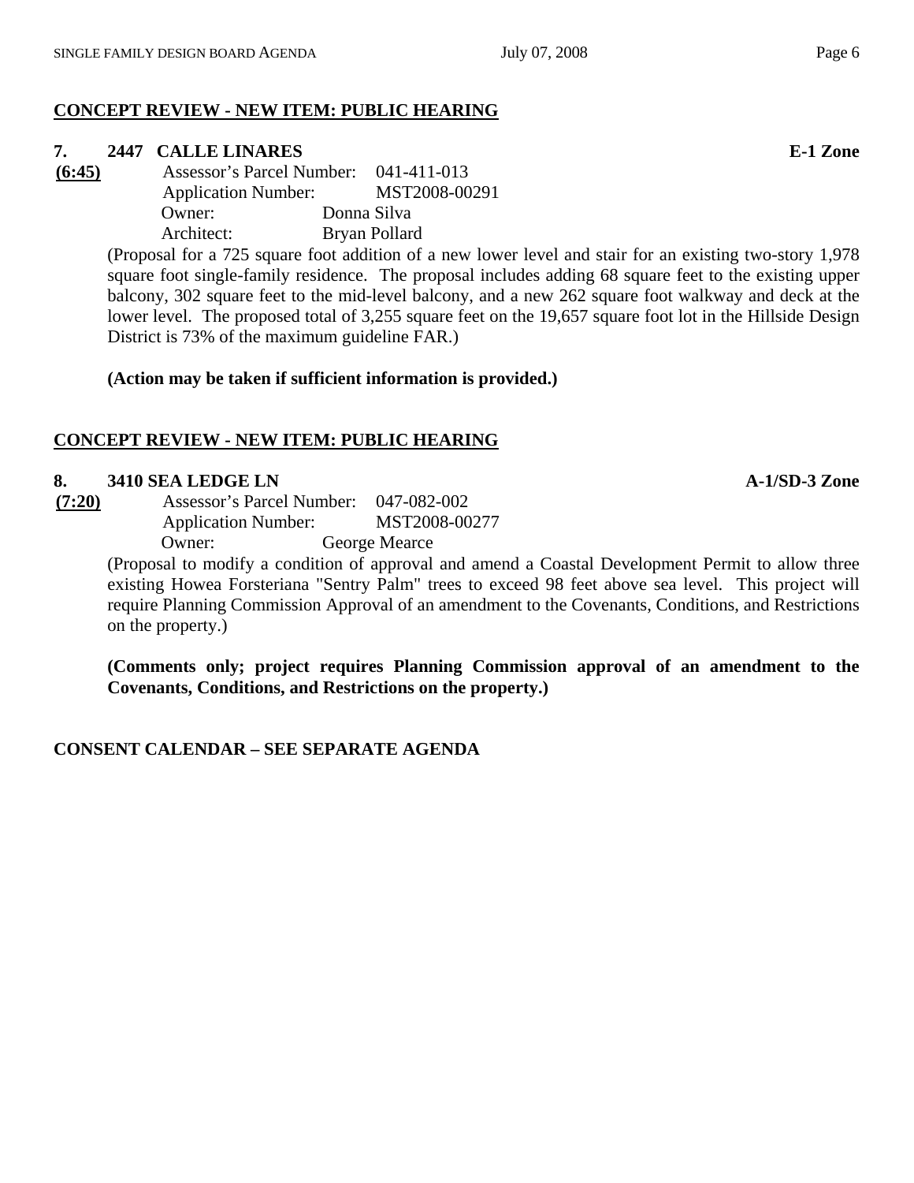## CONCEPT REVIEW - NEW ITEM: PUBLIC HEARING

**7. 2447 CALLE LINARES** **E-1 Zone**

**(6:45)**
Assessor's Parcel Number: 041-411-013
Application Number: MST2008-00291
Owner: Donna Silva
Architect: Bryan Pollard

(Proposal for a 725 square foot addition of a new lower level and stair for an existing two-story 1,978 square foot single-family residence. The proposal includes adding 68 square feet to the existing upper balcony, 302 square feet to the mid-level balcony, and a new 262 square foot walkway and deck at the lower level. The proposed total of 3,255 square feet on the 19,657 square foot lot in the Hillside Design District is 73% of the maximum guideline FAR.)

**(Action may be taken if sufficient information is provided.)**

## CONCEPT REVIEW - NEW ITEM: PUBLIC HEARING

**8. 3410 SEA LEDGE LN** **A-1/SD-3 Zone**

**(7:20)**
Assessor's Parcel Number: 047-082-002
Application Number: MST2008-00277
Owner: George Mearce

(Proposal to modify a condition of approval and amend a Coastal Development Permit to allow three existing Howea Forsteriana "Sentry Palm" trees to exceed 98 feet above sea level. This project will require Planning Commission Approval of an amendment to the Covenants, Conditions, and Restrictions on the property.)

**(Comments only; project requires Planning Commission approval of an amendment to the Covenants, Conditions, and Restrictions on the property.)**

**CONSENT CALENDAR – SEE SEPARATE AGENDA**